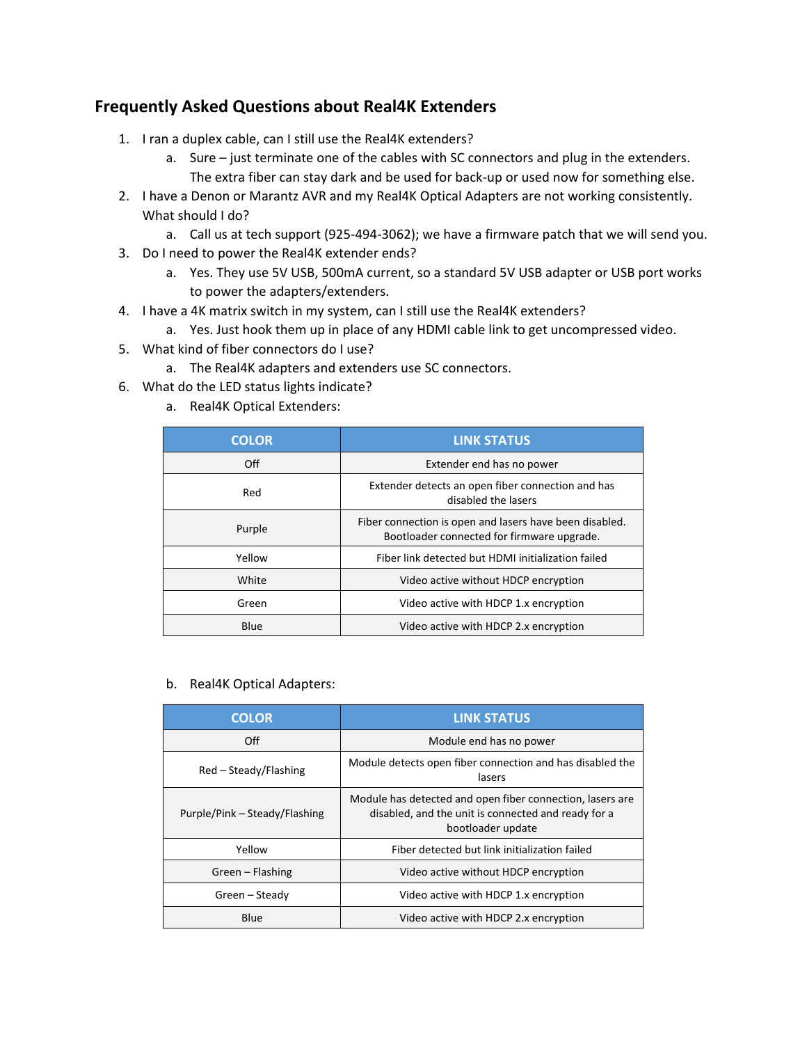## Frequently Asked Questions about Real4K Extenders

1. I ran a duplex cable, can I still use the Real4K extenders?
   a. Sure – just terminate one of the cables with SC connectors and plug in the extenders. The extra fiber can stay dark and be used for back-up or used now for something else.
2. I have a Denon or Marantz AVR and my Real4K Optical Adapters are not working consistently. What should I do?
   a. Call us at tech support (925-494-3062); we have a firmware patch that we will send you.
3. Do I need to power the Real4K extender ends?
   a. Yes. They use 5V USB, 500mA current, so a standard 5V USB adapter or USB port works to power the adapters/extenders.
4. I have a 4K matrix switch in my system, can I still use the Real4K extenders?
   a. Yes. Just hook them up in place of any HDMI cable link to get uncompressed video.
5. What kind of fiber connectors do I use?
   a. The Real4K adapters and extenders use SC connectors.
6. What do the LED status lights indicate?
   a. Real4K Optical Extenders:

| COLOR | LINK STATUS |
| --- | --- |
| Off | Extender end has no power |
| Red | Extender detects an open fiber connection and has disabled the lasers |
| Purple | Fiber connection is open and lasers have been disabled. Bootloader connected for firmware upgrade. |
| Yellow | Fiber link detected but HDMI initialization failed |
| White | Video active without HDCP encryption |
| Green | Video active with HDCP 1.x encryption |
| Blue | Video active with HDCP 2.x encryption |

   b. Real4K Optical Adapters:

| COLOR | LINK STATUS |
| --- | --- |
| Off | Module end has no power |
| Red – Steady/Flashing | Module detects open fiber connection and has disabled the lasers |
| Purple/Pink – Steady/Flashing | Module has detected and open fiber connection, lasers are disabled, and the unit is connected and ready for a bootloader update |
| Yellow | Fiber detected but link initialization failed |
| Green – Flashing | Video active without HDCP encryption |
| Green – Steady | Video active with HDCP 1.x encryption |
| Blue | Video active with HDCP 2.x encryption |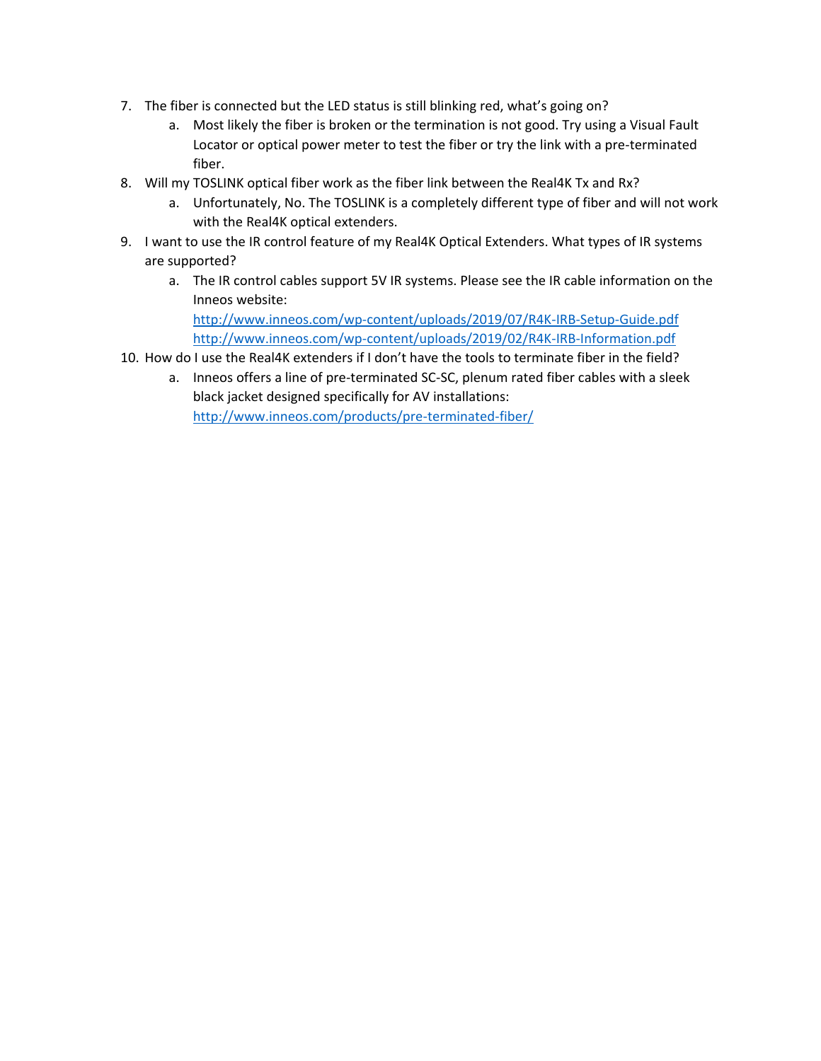7. The fiber is connected but the LED status is still blinking red, what's going on?
    a. Most likely the fiber is broken or the termination is not good. Try using a Visual Fault Locator or optical power meter to test the fiber or try the link with a pre-terminated fiber.
8. Will my TOSLINK optical fiber work as the fiber link between the Real4K Tx and Rx?
    a. Unfortunately, No. The TOSLINK is a completely different type of fiber and will not work with the Real4K optical extenders.
9. I want to use the IR control feature of my Real4K Optical Extenders. What types of IR systems are supported?
    a. The IR control cables support 5V IR systems. Please see the IR cable information on the Inneos website:
    http://www.inneos.com/wp-content/uploads/2019/07/R4K-IRB-Setup-Guide.pdf
    http://www.inneos.com/wp-content/uploads/2019/02/R4K-IRB-Information.pdf
10. How do I use the Real4K extenders if I don't have the tools to terminate fiber in the field?
    a. Inneos offers a line of pre-terminated SC-SC, plenum rated fiber cables with a sleek black jacket designed specifically for AV installations:
    http://www.inneos.com/products/pre-terminated-fiber/